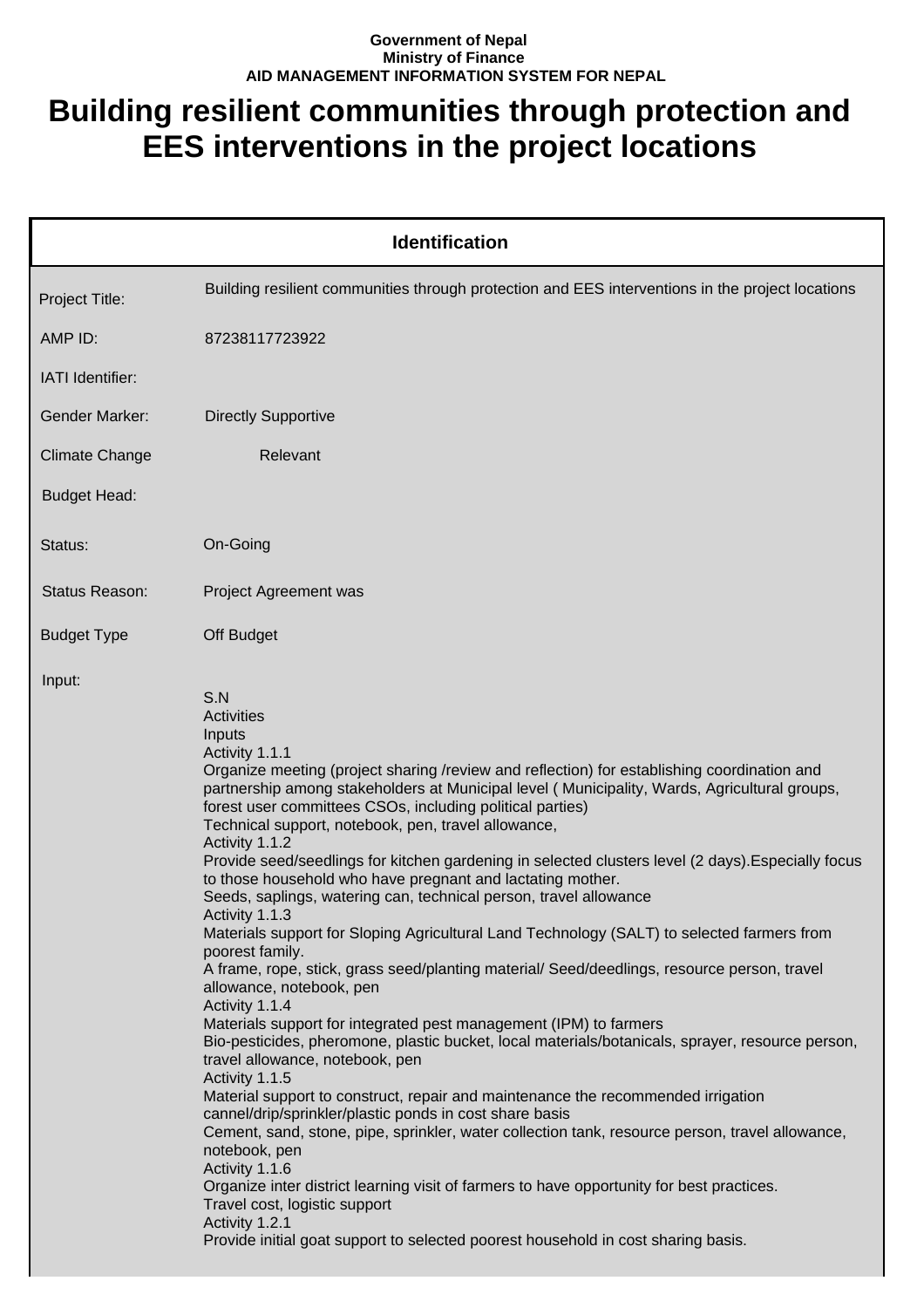**Government of Nepal**
**Ministry of Finance**
**AID MANAGEMENT INFORMATION SYSTEM FOR NEPAL**

# Building resilient communities through protection and EES interventions in the project locations

| Identification | |
|---|---|
| Project Title: | Building resilient communities through protection and EES interventions in the project locations |
| AMP ID: | 87238117723922 |
| IATI Identifier: | |
| Gender Marker: | Directly Supportive |
| Climate Change | Relevant |
| Budget Head: | |
| Status: | On-Going |
| Status Reason: | Project Agreement was |
| Budget Type | Off Budget |
| Input: | S.N<br>Activities<br>Inputs<br>Activity 1.1.1<br>Organize meeting (project sharing /review and reflection) for establishing coordination and partnership among stakeholders at Municipal level ( Municipality, Wards, Agricultural groups, forest user committees CSOs, including political parties)<br>Technical support, notebook, pen, travel allowance,<br>Activity 1.1.2<br>Provide seed/seedlings for kitchen gardening in selected clusters level (2 days).Especially focus to those household who have pregnant and lactating mother.<br>Seeds, saplings, watering can, technical person, travel allowance<br>Activity 1.1.3<br>Materials support for Sloping Agricultural Land Technology (SALT) to selected farmers from poorest family.<br>A frame, rope, stick, grass seed/planting material/ Seed/deedlings, resource person, travel allowance, notebook, pen<br>Activity 1.1.4<br>Materials support for integrated pest management (IPM) to farmers<br>Bio-pesticides, pheromone, plastic bucket, local materials/botanicals, sprayer, resource person, travel allowance, notebook, pen<br>Activity 1.1.5<br>Material support to construct, repair and maintenance the recommended irrigation cannel/drip/sprinkler/plastic ponds in cost share basis<br>Cement, sand, stone, pipe, sprinkler, water collection tank, resource person, travel allowance, notebook, pen<br>Activity 1.1.6<br>Organize inter district learning visit of farmers to have opportunity for best practices.<br>Travel cost, logistic support<br>Activity 1.2.1<br>Provide initial goat support to selected poorest household in cost sharing basis. |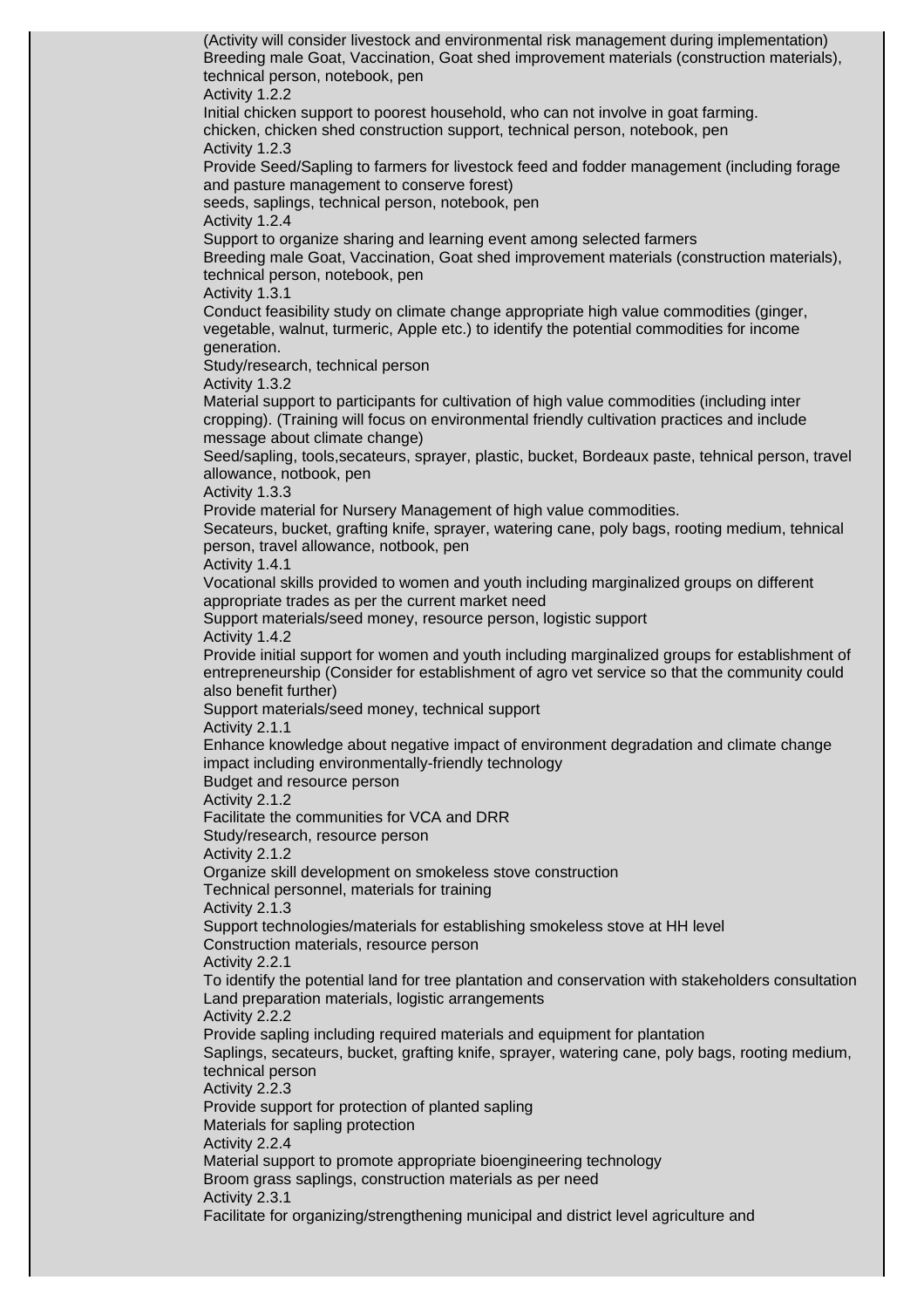(Activity will consider livestock and environmental risk management during implementation)
Breeding male Goat, Vaccination, Goat shed improvement materials (construction materials), technical person, notebook, pen

Activity 1.2.2
Initial chicken support to poorest household, who can not involve in goat farming.
chicken, chicken shed construction support, technical person, notebook, pen

Activity 1.2.3
Provide Seed/Sapling to farmers for livestock feed and fodder management (including forage and pasture management to conserve forest)
seeds, saplings, technical person, notebook, pen

Activity 1.2.4
Support to organize sharing and learning event among selected farmers
Breeding male Goat, Vaccination, Goat shed improvement materials (construction materials), technical person, notebook, pen

Activity 1.3.1
Conduct feasibility study on climate change appropriate high value commodities (ginger, vegetable, walnut, turmeric, Apple etc.) to identify the potential commodities for income generation.
Study/research, technical person

Activity 1.3.2
Material support to participants for cultivation of high value commodities (including inter cropping). (Training will focus on environmental friendly cultivation practices and include message about climate change)
Seed/sapling, tools,secateurs, sprayer, plastic, bucket, Bordeaux paste, tehnical person, travel allowance, notbook, pen

Activity 1.3.3
Provide material for Nursery Management of high value commodities.
Secateurs, bucket, grafting knife, sprayer, watering cane, poly bags, rooting medium, tehnical person, travel allowance, notbook, pen

Activity 1.4.1
Vocational skills provided to women and youth including marginalized groups on different appropriate trades as per the current market need
Support materials/seed money, resource person, logistic support

Activity 1.4.2
Provide initial support for women and youth including marginalized groups for establishment of entrepreneurship (Consider for establishment of agro vet service so that the community could also benefit further)
Support materials/seed money, technical support

Activity 2.1.1
Enhance knowledge about negative impact of environment degradation and climate change impact including environmentally-friendly technology
Budget and resource person

Activity 2.1.2
Facilitate the communities for VCA and DRR
Study/research, resource person

Activity 2.1.2
Organize skill development on smokeless stove construction
Technical personnel, materials for training

Activity 2.1.3
Support technologies/materials for establishing smokeless stove at HH level
Construction materials, resource person

Activity 2.2.1
To identify the potential land for tree plantation and conservation with stakeholders consultation
Land preparation materials, logistic arrangements

Activity 2.2.2
Provide sapling including required materials and equipment for plantation
Saplings, secateurs, bucket, grafting knife, sprayer, watering cane, poly bags, rooting medium, technical person

Activity 2.2.3
Provide support for protection of planted sapling
Materials for sapling protection

Activity 2.2.4
Material support to promote appropriate bioengineering technology
Broom grass saplings, construction materials as per need

Activity 2.3.1
Facilitate for organizing/strengthening municipal and district level agriculture and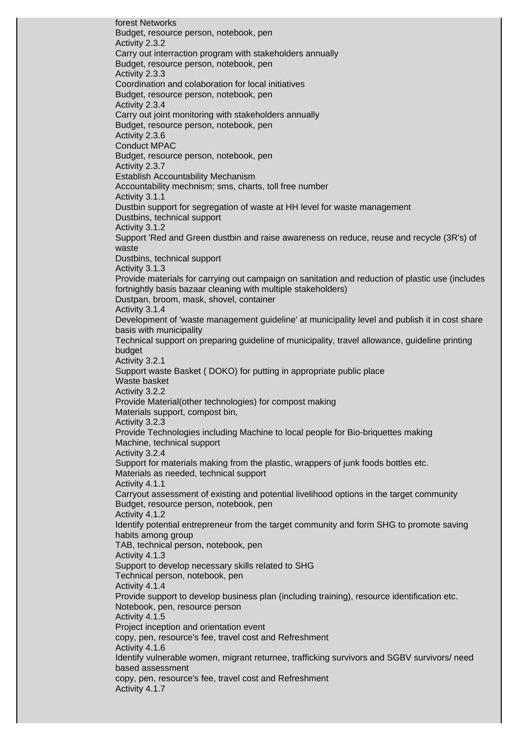forest Networks
Budget, resource person, notebook, pen
Activity 2.3.2
Carry out interraction program with stakeholders annually
Budget, resource person, notebook, pen
Activity 2.3.3
Coordination and colaboration for local initiatives
Budget, resource person, notebook, pen
Activity 2.3.4
Carry out joint monitoring with stakeholders annually
Budget, resource person, notebook, pen
Activity 2.3.6
Conduct MPAC
Budget, resource person, notebook, pen
Activity 2.3.7
Establish Accountability Mechanism
Accountability mechnism; sms, charts, toll free number
Activity 3.1.1
Dustbin support for segregation of waste at HH level for waste management
Dustbins, technical support
Activity 3.1.2
Support 'Red and Green dustbin and raise awareness on reduce, reuse and recycle (3R's) of waste
Dustbins, technical support
Activity 3.1.3
Provide materials for carrying out campaign on sanitation and reduction of plastic use (includes fortnightly basis bazaar cleaning with multiple stakeholders)
Dustpan, broom, mask, shovel, container
Activity 3.1.4
Development of 'waste management guideline' at municipality level and publish it in cost share basis with municipality
Technical support on preparing guideline of municipality, travel allowance, guideline printing budget
Activity 3.2.1
Support waste Basket ( DOKO) for putting in appropriate public place
Waste basket
Activity 3.2.2
Provide Material(other technologies) for compost making
Materials support, compost bin,
Activity 3.2.3
Provide Technologies including Machine to local people for Bio-briquettes making
Machine, technical support
Activity 3.2.4
Support for materials making from the plastic, wrappers of junk foods bottles etc.
Materials as needed, technical support
Activity 4.1.1
Carryout assessment of existing and potential livelihood options in the target community
Budget, resource person, notebook, pen
Activity 4.1.2
Identify potential entrepreneur from the target community and form SHG to promote saving habits among group
TAB, technical person, notebook, pen
Activity 4.1.3
Support to develop necessary skills related to SHG
Technical person, notebook, pen
Activity 4.1.4
Provide support to develop business plan (including training), resource identification etc.
Notebook, pen, resource person
Activity 4.1.5
Project inception and orientation event
copy, pen, resource's fee, travel cost and Refreshment
Activity 4.1.6
Identify vulnerable women, migrant returnee, trafficking survivors and SGBV survivors/ need based assessment
copy, pen, resource's fee, travel cost and Refreshment
Activity 4.1.7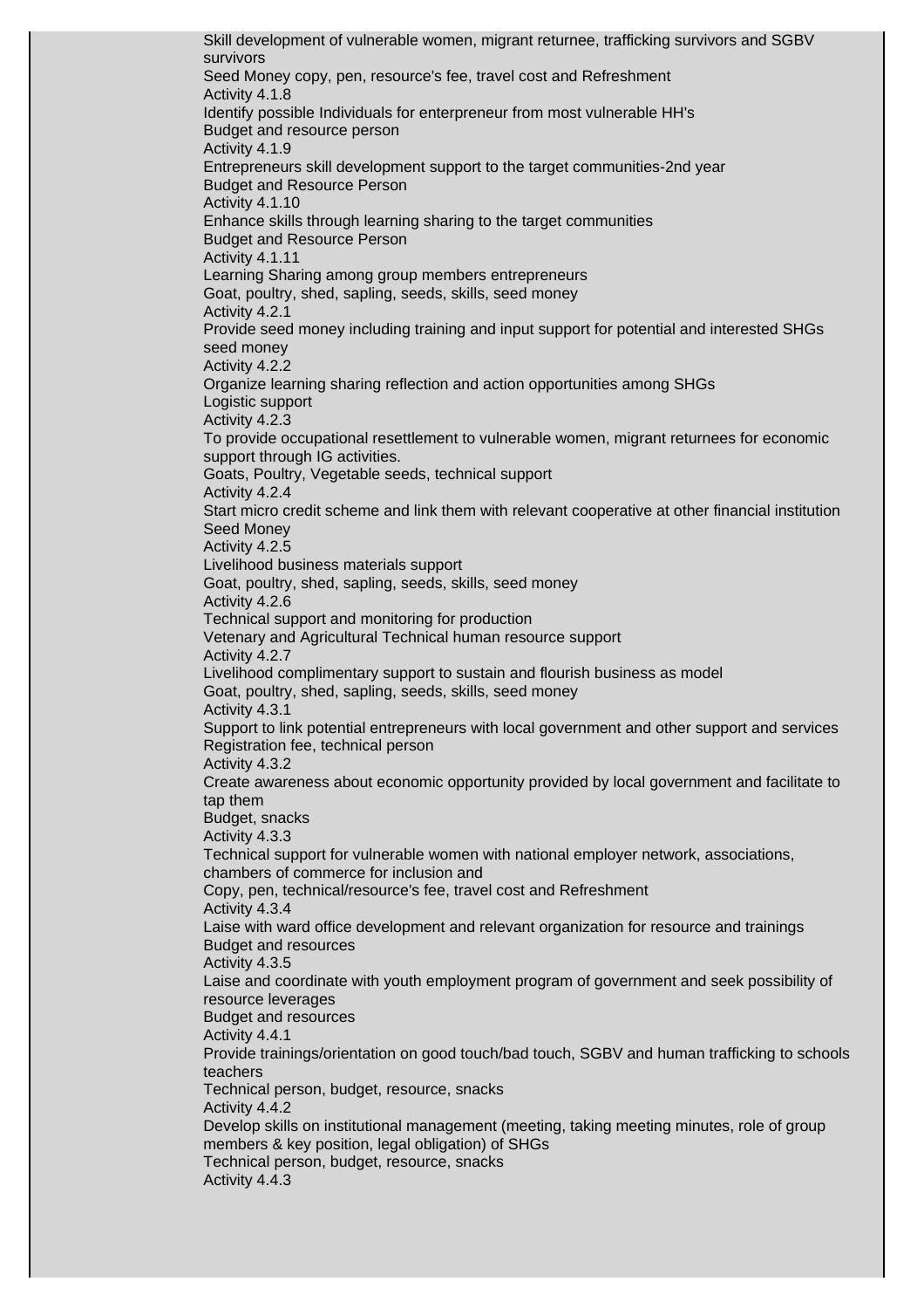Skill development of vulnerable women, migrant returnee, trafficking survivors and SGBV survivors
Seed Money copy, pen, resource's fee, travel cost and Refreshment
Activity 4.1.8
Identify possible Individuals for enterpreneur from most vulnerable HH's
Budget and resource person
Activity 4.1.9
Entrepreneurs skill development support to the target communities-2nd year
Budget and Resource Person
Activity 4.1.10
Enhance skills through learning sharing to the target communities
Budget and Resource Person
Activity 4.1.11
Learning Sharing among group members entrepreneurs
Goat, poultry, shed, sapling, seeds, skills, seed money
Activity 4.2.1
Provide seed money including training and input support for potential and interested SHGs seed money
Activity 4.2.2
Organize learning sharing reflection and action opportunities among SHGs
Logistic support
Activity 4.2.3
To provide occupational resettlement to vulnerable women, migrant returnees for economic support through IG activities.
Goats, Poultry, Vegetable seeds, technical support
Activity 4.2.4
Start micro credit scheme and link them with relevant cooperative at other financial institution
Seed Money
Activity 4.2.5
Livelihood business materials support
Goat, poultry, shed, sapling, seeds, skills, seed money
Activity 4.2.6
Technical support and monitoring for production
Vetenary and Agricultural Technical human resource support
Activity 4.2.7
Livelihood complimentary support to sustain and flourish business as model
Goat, poultry, shed, sapling, seeds, skills, seed money
Activity 4.3.1
Support to link potential entrepreneurs with local government and other support and services
Registration fee, technical person
Activity 4.3.2
Create awareness about economic opportunity provided by local government and facilitate to tap them
Budget, snacks
Activity 4.3.3
Technical support for vulnerable women with national employer network, associations, chambers of commerce for inclusion and
Copy, pen, technical/resource's fee, travel cost and Refreshment
Activity 4.3.4
Laise with ward office development and relevant organization for resource and trainings
Budget and resources
Activity 4.3.5
Laise and coordinate with youth employment program of government and seek possibility of resource leverages
Budget and resources
Activity 4.4.1
Provide trainings/orientation on good touch/bad touch, SGBV and human trafficking to schools teachers
Technical person, budget, resource, snacks
Activity 4.4.2
Develop skills on institutional management (meeting, taking meeting minutes, role of group members & key position, legal obligation) of SHGs
Technical person, budget, resource, snacks
Activity 4.4.3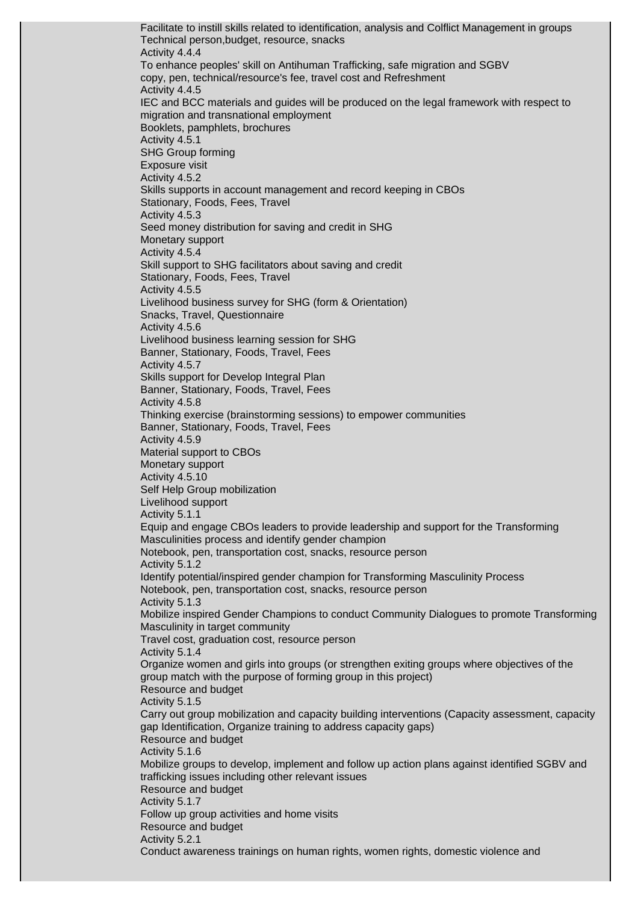Facilitate to instill skills related to identification, analysis and Colflict Management in groups
Technical person,budget, resource, snacks

Activity 4.4.4
To enhance peoples' skill on Antihuman Trafficking, safe migration and SGBV
copy, pen, technical/resource's fee, travel cost and Refreshment

Activity 4.4.5
IEC and BCC materials and guides will be produced on the legal framework with respect to migration and transnational employment
Booklets, pamphlets, brochures

Activity 4.5.1
SHG Group forming
Exposure visit

Activity 4.5.2
Skills supports in account management and record keeping in CBOs
Stationary, Foods, Fees, Travel

Activity 4.5.3
Seed money distribution for saving and credit in SHG
Monetary support

Activity 4.5.4
Skill support to SHG facilitators about saving and credit
Stationary, Foods, Fees, Travel

Activity 4.5.5
Livelihood business survey for SHG (form & Orientation)
Snacks, Travel, Questionnaire

Activity 4.5.6
Livelihood business learning session for SHG
Banner, Stationary, Foods, Travel, Fees

Activity 4.5.7
Skills support for Develop Integral Plan
Banner, Stationary, Foods, Travel, Fees

Activity 4.5.8
Thinking exercise (brainstorming sessions) to empower communities
Banner, Stationary, Foods, Travel, Fees

Activity 4.5.9
Material support to CBOs
Monetary support

Activity 4.5.10
Self Help Group mobilization
Livelihood support

Activity 5.1.1
Equip and engage CBOs leaders to provide leadership and support for the Transforming Masculinities process and identify gender champion
Notebook, pen, transportation cost, snacks, resource person

Activity 5.1.2
Identify potential/inspired gender champion for Transforming Masculinity Process
Notebook, pen, transportation cost, snacks, resource person

Activity 5.1.3
Mobilize inspired Gender Champions to conduct Community Dialogues to promote Transforming Masculinity in target community
Travel cost, graduation cost, resource person

Activity 5.1.4
Organize women and girls into groups (or strengthen exiting groups where objectives of the group match with the purpose of forming group in this project)
Resource and budget

Activity 5.1.5
Carry out group mobilization and capacity building interventions (Capacity assessment, capacity gap Identification, Organize training to address capacity gaps)
Resource and budget

Activity 5.1.6
Mobilize groups to develop, implement and follow up action plans against identified SGBV and trafficking issues including other relevant issues
Resource and budget

Activity 5.1.7
Follow up group activities and home visits
Resource and budget

Activity 5.2.1
Conduct awareness trainings on human rights, women rights, domestic violence and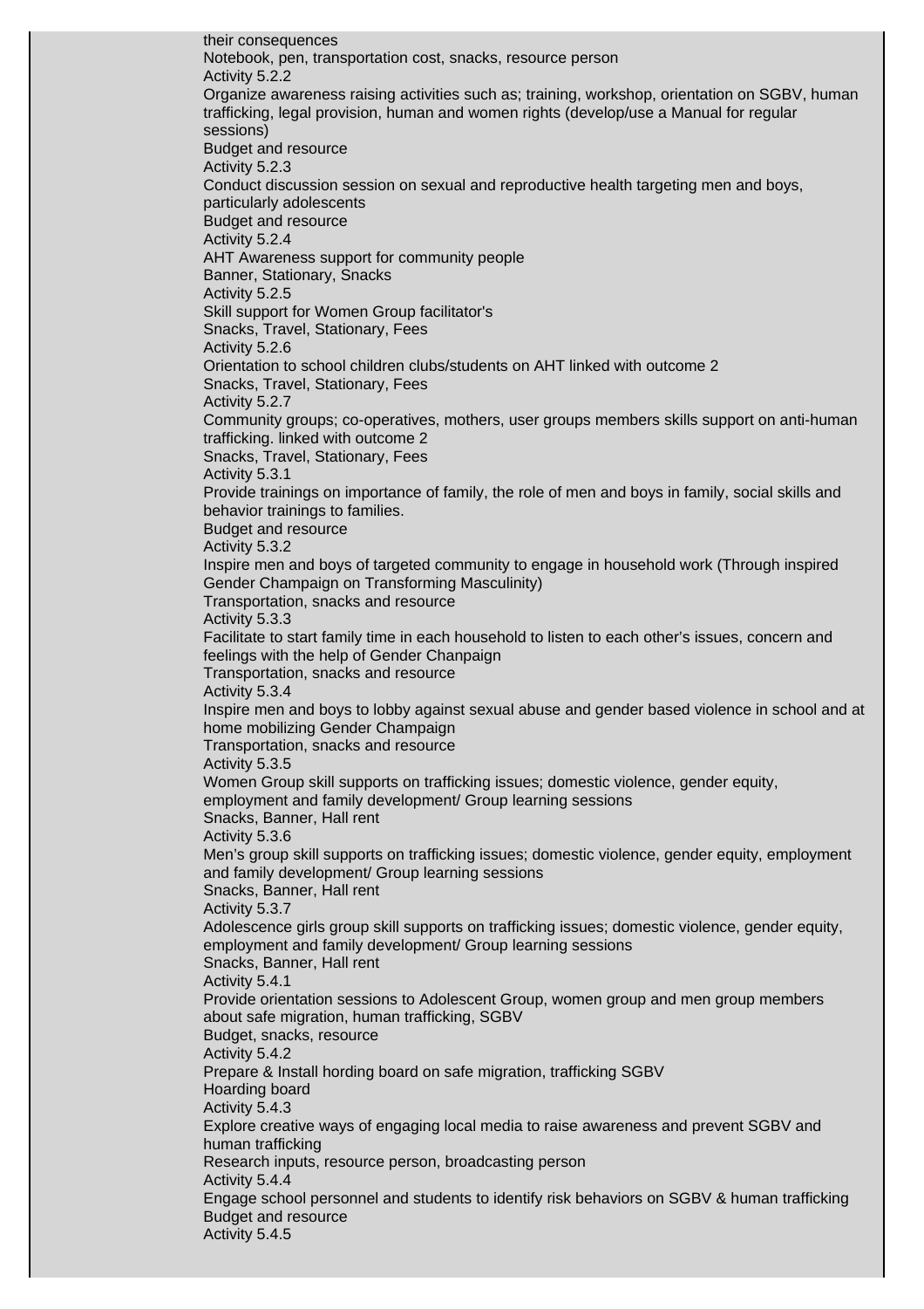their consequences

Notebook, pen, transportation cost, snacks, resource person

Activity 5.2.2

Organize awareness raising activities such as; training, workshop, orientation on SGBV, human trafficking, legal provision, human and women rights (develop/use a Manual for regular sessions)

Budget and resource

Activity 5.2.3

Conduct discussion session on sexual and reproductive health targeting men and boys, particularly adolescents

Budget and resource

Activity 5.2.4

AHT Awareness support for community people

Banner, Stationary, Snacks

Activity 5.2.5

Skill support for Women Group facilitator's

Snacks, Travel, Stationary, Fees

Activity 5.2.6

Orientation to school children clubs/students on AHT linked with outcome 2

Snacks, Travel, Stationary, Fees

Activity 5.2.7

Community groups; co-operatives, mothers, user groups members skills support on anti-human trafficking. linked with outcome 2

Snacks, Travel, Stationary, Fees

Activity 5.3.1

Provide trainings on importance of family, the role of men and boys in family, social skills and behavior trainings to families.

Budget and resource

Activity 5.3.2

Inspire men and boys of targeted community to engage in household work (Through inspired Gender Champaign on Transforming Masculinity)

Transportation, snacks and resource

Activity 5.3.3

Facilitate to start family time in each household to listen to each other's issues, concern and feelings with the help of Gender Chanpaign

Transportation, snacks and resource

Activity 5.3.4

Inspire men and boys to lobby against sexual abuse and gender based violence in school and at home mobilizing Gender Champaign

Transportation, snacks and resource

Activity 5.3.5

Women Group skill supports on trafficking issues; domestic violence, gender equity, employment and family development/ Group learning sessions

Snacks, Banner, Hall rent

Activity 5.3.6

Men's group skill supports on trafficking issues; domestic violence, gender equity, employment and family development/ Group learning sessions

Snacks, Banner, Hall rent

Activity 5.3.7

Adolescence girls group skill supports on trafficking issues; domestic violence, gender equity, employment and family development/ Group learning sessions

Snacks, Banner, Hall rent

Activity 5.4.1

Provide orientation sessions to Adolescent Group, women group and men group members about safe migration, human trafficking, SGBV

Budget, snacks, resource

Activity 5.4.2

Prepare & Install hording board on safe migration, trafficking SGBV

Hoarding board

Activity 5.4.3

Explore creative ways of engaging local media to raise awareness and prevent SGBV and human trafficking

Research inputs, resource person, broadcasting person

Activity 5.4.4

Engage school personnel and students to identify risk behaviors on SGBV & human trafficking

Budget and resource

Activity 5.4.5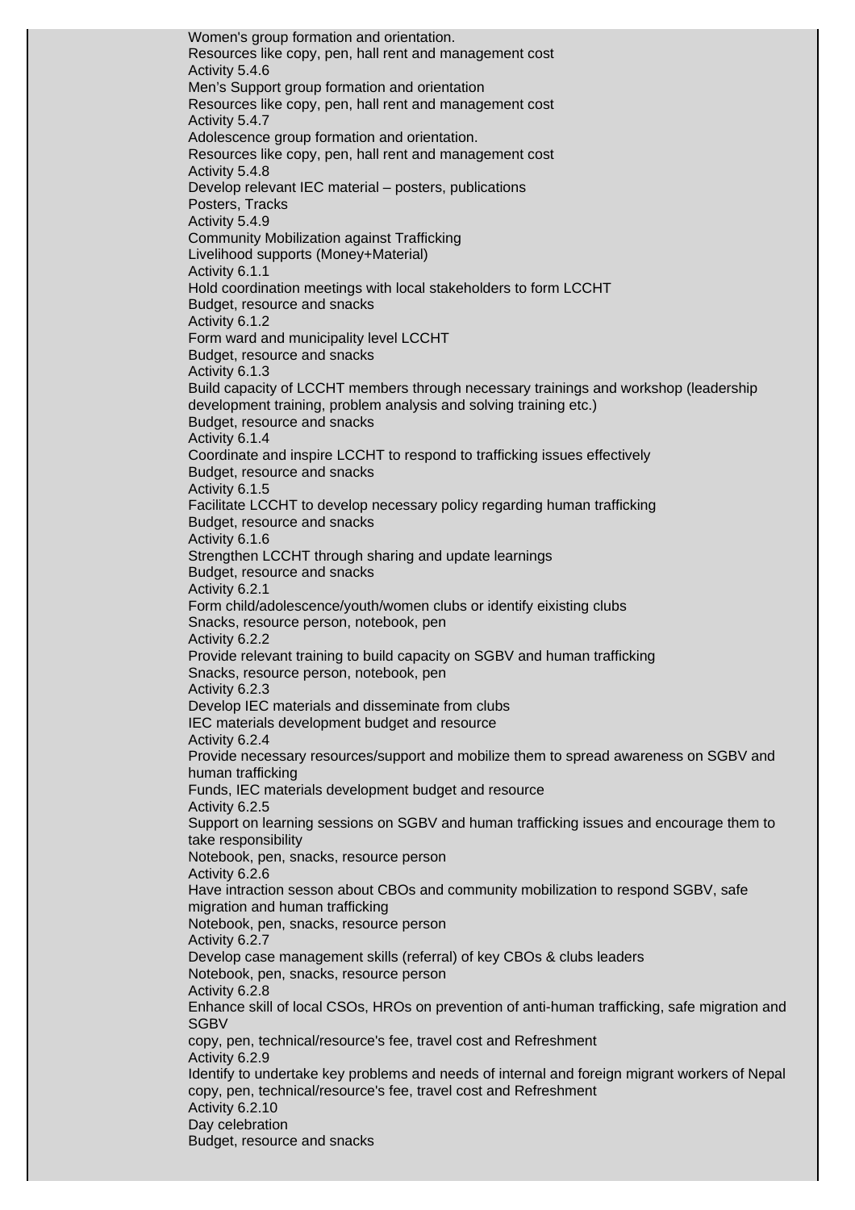Women's group formation and orientation.
Resources like copy, pen, hall rent and management cost
Activity 5.4.6
Men's Support group formation and orientation
Resources like copy, pen, hall rent and management cost
Activity 5.4.7
Adolescence group formation and orientation.
Resources like copy, pen, hall rent and management cost
Activity 5.4.8
Develop relevant IEC material – posters, publications
Posters, Tracks
Activity 5.4.9
Community Mobilization against Trafficking
Livelihood supports (Money+Material)
Activity 6.1.1
Hold coordination meetings with local stakeholders to form LCCHT
Budget, resource and snacks
Activity 6.1.2
Form ward and municipality level LCCHT
Budget, resource and snacks
Activity 6.1.3
Build capacity of LCCHT members through necessary trainings and workshop (leadership development training, problem analysis and solving training etc.)
Budget, resource and snacks
Activity 6.1.4
Coordinate and inspire LCCHT to respond to trafficking issues effectively
Budget, resource and snacks
Activity 6.1.5
Facilitate LCCHT to develop necessary policy regarding human trafficking
Budget, resource and snacks
Activity 6.1.6
Strengthen LCCHT through sharing and update learnings
Budget, resource and snacks
Activity 6.2.1
Form child/adolescence/youth/women clubs or identify eixisting clubs
Snacks, resource person, notebook, pen
Activity 6.2.2
Provide relevant training to build capacity on SGBV and human trafficking
Snacks, resource person, notebook, pen
Activity 6.2.3
Develop IEC materials and disseminate from clubs
IEC materials development budget and resource
Activity 6.2.4
Provide necessary resources/support and mobilize them to spread awareness on SGBV and human trafficking
Funds, IEC materials development budget and resource
Activity 6.2.5
Support on learning sessions on SGBV and human trafficking issues and encourage them to take responsibility
Notebook, pen, snacks, resource person
Activity 6.2.6
Have intraction sesson about CBOs and community mobilization to respond SGBV, safe migration and human trafficking
Notebook, pen, snacks, resource person
Activity 6.2.7
Develop case management skills (referral) of key CBOs & clubs leaders
Notebook, pen, snacks, resource person
Activity 6.2.8
Enhance skill of local CSOs, HROs on prevention of anti-human trafficking, safe migration and SGBV
copy, pen, technical/resource's fee, travel cost and Refreshment
Activity 6.2.9
Identify to undertake key problems and needs of internal and foreign migrant workers of Nepal
copy, pen, technical/resource's fee, travel cost and Refreshment
Activity 6.2.10
Day celebration
Budget, resource and snacks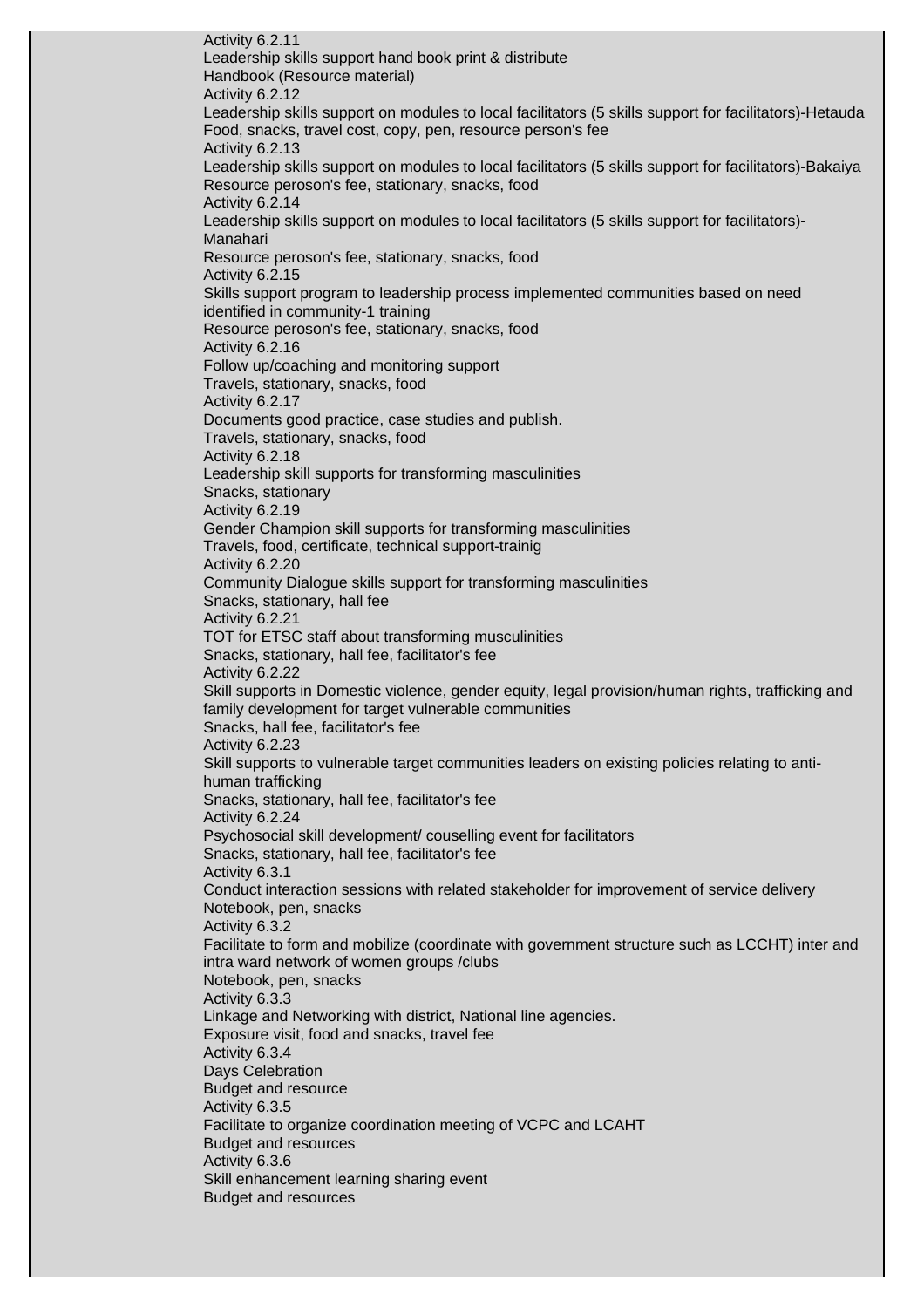Activity 6.2.11
Leadership skills support hand book print & distribute
Handbook (Resource material)
Activity 6.2.12
Leadership skills support on modules to local facilitators (5 skills support for facilitators)-Hetauda
Food, snacks, travel cost, copy, pen, resource person's fee
Activity 6.2.13
Leadership skills support on modules to local facilitators (5 skills support for facilitators)-Bakaiya
Resource peroson's fee, stationary, snacks, food
Activity 6.2.14
Leadership skills support on modules to local facilitators (5 skills support for facilitators)-Manahari
Resource peroson's fee, stationary, snacks, food
Activity 6.2.15
Skills support program to leadership process implemented communities based on need identified in community-1 training
Resource peroson's fee, stationary, snacks, food
Activity 6.2.16
Follow up/coaching and monitoring support
Travels, stationary, snacks, food
Activity 6.2.17
Documents good practice, case studies and publish.
Travels, stationary, snacks, food
Activity 6.2.18
Leadership skill supports for transforming masculinities
Snacks, stationary
Activity 6.2.19
Gender Champion skill supports for transforming masculinities
Travels, food, certificate, technical support-trainig
Activity 6.2.20
Community Dialogue skills support for transforming masculinities
Snacks, stationary, hall fee
Activity 6.2.21
TOT for ETSC staff about transforming musculinities
Snacks, stationary, hall fee, facilitator's fee
Activity 6.2.22
Skill supports in Domestic violence, gender equity, legal provision/human rights, trafficking and family development for target vulnerable communities
Snacks, hall fee, facilitator's fee
Activity 6.2.23
Skill supports to vulnerable target communities leaders on existing policies relating to anti-human trafficking
Snacks, stationary, hall fee, facilitator's fee
Activity 6.2.24
Psychosocial skill development/ couselling event for facilitators
Snacks, stationary, hall fee, facilitator's fee
Activity 6.3.1
Conduct interaction sessions with related stakeholder for improvement of service delivery
Notebook, pen, snacks
Activity 6.3.2
Facilitate to form and mobilize (coordinate with government structure such as LCCHT) inter and intra ward network of women groups /clubs
Notebook, pen, snacks
Activity 6.3.3
Linkage and Networking with district, National line agencies.
Exposure visit, food and snacks, travel fee
Activity 6.3.4
Days Celebration
Budget and resource
Activity 6.3.5
Facilitate to organize coordination meeting of VCPC and LCAHT
Budget and resources
Activity 6.3.6
Skill enhancement learning sharing event
Budget and resources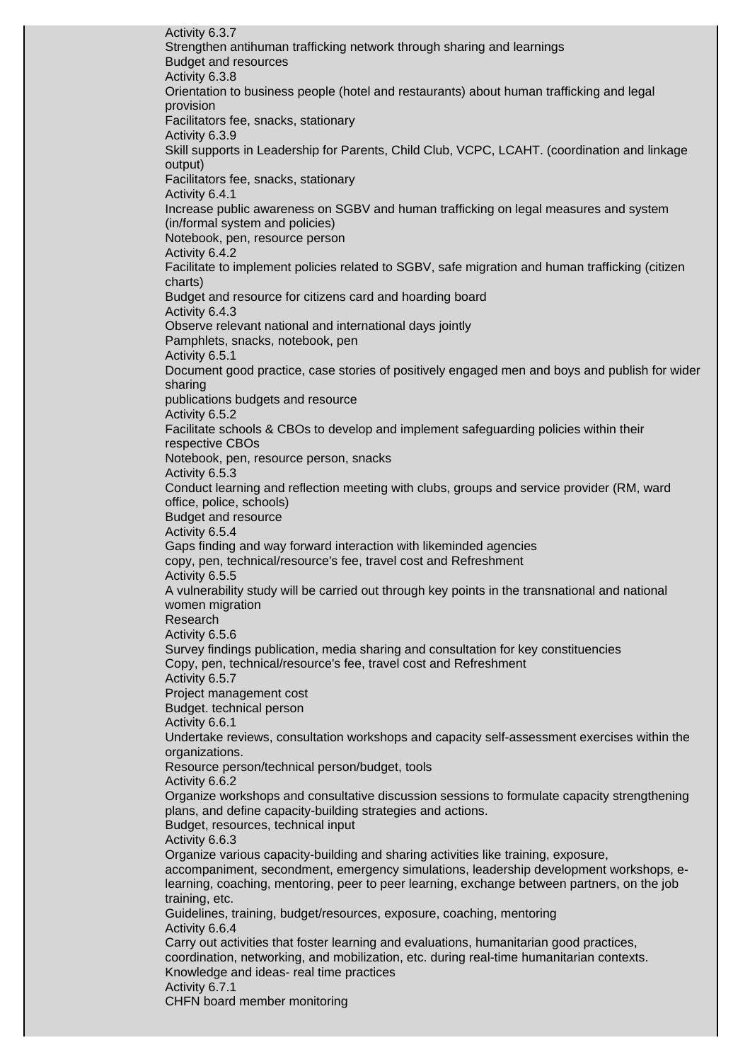Activity 6.3.7
Strengthen antihuman trafficking network through sharing and learnings
Budget and resources
Activity 6.3.8
Orientation to business people (hotel and restaurants) about human trafficking and legal provision
Facilitators fee, snacks, stationary
Activity 6.3.9
Skill supports in Leadership for Parents, Child Club, VCPC, LCAHT. (coordination and linkage output)
Facilitators fee, snacks, stationary
Activity 6.4.1
Increase public awareness on SGBV and human trafficking on legal measures and system (in/formal system and policies)
Notebook, pen, resource person
Activity 6.4.2
Facilitate to implement policies related to SGBV, safe migration and human trafficking (citizen charts)
Budget and resource for citizens card and hoarding board
Activity 6.4.3
Observe relevant national and international days jointly
Pamphlets, snacks, notebook, pen
Activity 6.5.1
Document good practice, case stories of positively engaged men and boys and publish for wider sharing
publications budgets and resource
Activity 6.5.2
Facilitate schools & CBOs to develop and implement safeguarding policies within their respective CBOs
Notebook, pen, resource person, snacks
Activity 6.5.3
Conduct learning and reflection meeting with clubs, groups and service provider (RM, ward office, police, schools)
Budget and resource
Activity 6.5.4
Gaps finding and way forward interaction with likeminded agencies
copy, pen, technical/resource's fee, travel cost and Refreshment
Activity 6.5.5
A vulnerability study will be carried out through key points in the transnational and national women migration
Research
Activity 6.5.6
Survey findings publication, media sharing and consultation for key constituencies
Copy, pen, technical/resource's fee, travel cost and Refreshment
Activity 6.5.7
Project management cost
Budget. technical person
Activity 6.6.1
Undertake reviews, consultation workshops and capacity self-assessment exercises within the organizations.
Resource person/technical person/budget, tools
Activity 6.6.2
Organize workshops and consultative discussion sessions to formulate capacity strengthening plans, and define capacity-building strategies and actions.
Budget, resources, technical input
Activity 6.6.3
Organize various capacity-building and sharing activities like training, exposure, accompaniment, secondment, emergency simulations, leadership development workshops, e-learning, coaching, mentoring, peer to peer learning, exchange between partners, on the job training, etc.
Guidelines, training, budget/resources, exposure, coaching, mentoring
Activity 6.6.4
Carry out activities that foster learning and evaluations, humanitarian good practices, coordination, networking, and mobilization, etc. during real-time humanitarian contexts.
Knowledge and ideas- real time practices
Activity 6.7.1
CHFN board member monitoring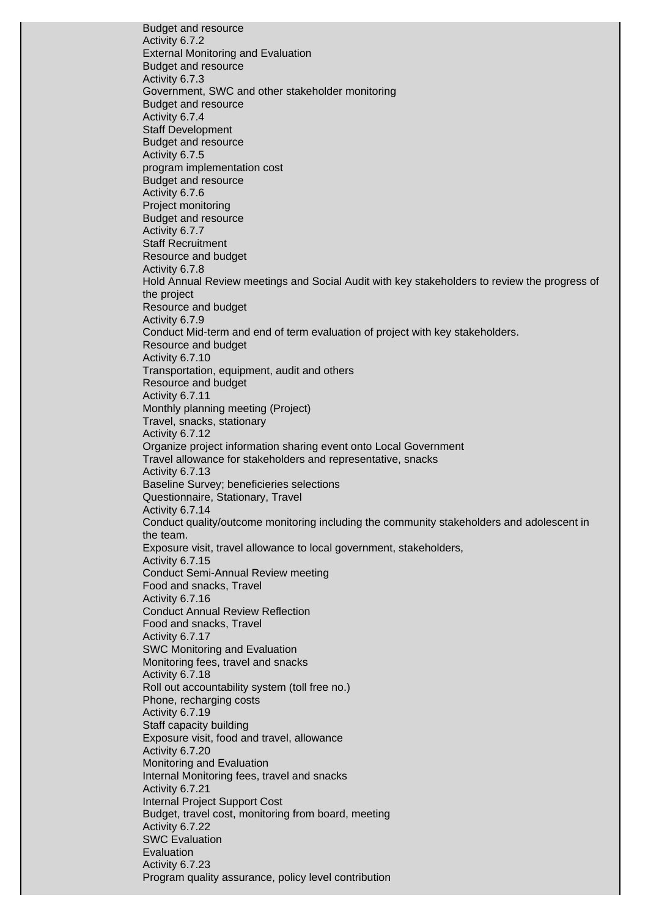Budget and resource
Activity 6.7.2
External Monitoring and Evaluation
Budget and resource
Activity 6.7.3
Government, SWC and other stakeholder monitoring
Budget and resource
Activity 6.7.4
Staff Development
Budget and resource
Activity 6.7.5
program implementation cost
Budget and resource
Activity 6.7.6
Project monitoring
Budget and resource
Activity 6.7.7
Staff Recruitment
Resource and budget
Activity 6.7.8
Hold Annual Review meetings and Social Audit with key stakeholders to review the progress of the project
Resource and budget
Activity 6.7.9
Conduct Mid-term and end of term evaluation of project with key stakeholders.
Resource and budget
Activity 6.7.10
Transportation, equipment, audit and others
Resource and budget
Activity 6.7.11
Monthly planning meeting (Project)
Travel, snacks, stationary
Activity 6.7.12
Organize project information sharing event onto Local Government
Travel allowance for stakeholders and representative, snacks
Activity 6.7.13
Baseline Survey; beneficieries selections
Questionnaire, Stationary, Travel
Activity 6.7.14
Conduct quality/outcome monitoring including the community stakeholders and adolescent in the team.
Exposure visit, travel allowance to local government, stakeholders,
Activity 6.7.15
Conduct Semi-Annual Review meeting
Food and snacks, Travel
Activity 6.7.16
Conduct Annual Review Reflection
Food and snacks, Travel
Activity 6.7.17
SWC Monitoring and Evaluation
Monitoring fees, travel and snacks
Activity 6.7.18
Roll out accountability system (toll free no.)
Phone, recharging costs
Activity 6.7.19
Staff capacity building
Exposure visit, food and travel, allowance
Activity 6.7.20
Monitoring and Evaluation
Internal Monitoring fees, travel and snacks
Activity 6.7.21
Internal Project Support Cost
Budget, travel cost, monitoring from board, meeting
Activity 6.7.22
SWC Evaluation
Evaluation
Activity 6.7.23
Program quality assurance, policy level contribution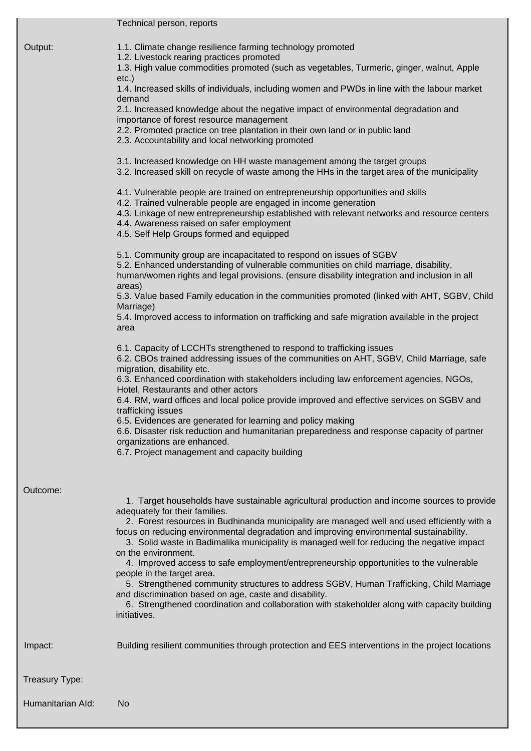| | |
|---|---|
| | Technical person, reports |
| Output: | 1.1. Climate change resilience farming technology promoted<br>1.2. Livestock rearing practices promoted<br>1.3. High value commodities promoted (such as vegetables, Turmeric, ginger, walnut, Apple etc.)<br>1.4. Increased skills of individuals, including women and PWDs in line with the labour market demand<br>2.1. Increased knowledge about the negative impact of environmental degradation and importance of forest resource management<br>2.2. Promoted practice on tree plantation in their own land or in public land<br>2.3. Accountability and local networking promoted<br><br>3.1. Increased knowledge on HH waste management among the target groups<br>3.2. Increased skill on recycle of waste among the HHs in the target area of the municipality<br><br>4.1. Vulnerable people are trained on entrepreneurship opportunities and skills<br>4.2. Trained vulnerable people are engaged in income generation<br>4.3. Linkage of new entrepreneurship established with relevant networks and resource centers<br>4.4. Awareness raised on safer employment<br>4.5. Self Help Groups formed and equipped<br><br>5.1. Community group are incapacitated to respond on issues of SGBV<br>5.2. Enhanced understanding of vulnerable communities on child marriage, disability, human/women rights and legal provisions. (ensure disability integration and inclusion in all areas)<br>5.3. Value based Family education in the communities promoted (linked with AHT, SGBV, Child Marriage)<br>5.4. Improved access to information on trafficking and safe migration available in the project area<br><br>6.1. Capacity of LCCHTs strengthened to respond to trafficking issues<br>6.2. CBOs trained addressing issues of the communities on AHT, SGBV, Child Marriage, safe migration, disability etc.<br>6.3. Enhanced coordination with stakeholders including law enforcement agencies, NGOs, Hotel, Restaurants and other actors<br>6.4. RM, ward offices and local police provide improved and effective services on SGBV and trafficking issues<br>6.5. Evidences are generated for learning and policy making<br>6.6. Disaster risk reduction and humanitarian preparedness and response capacity of partner organizations are enhanced.<br>6.7. Project management and capacity building |
| Outcome: | 1. Target households have sustainable agricultural production and income sources to provide adequately for their families.<br>2. Forest resources in Budhinanda municipality are managed well and used efficiently with a focus on reducing environmental degradation and improving environmental sustainability.<br>3. Solid waste in Badimalika municipality is managed well for reducing the negative impact on the environment.<br>4. Improved access to safe employment/entrepreneurship opportunities to the vulnerable people in the target area.<br>5. Strengthened community structures to address SGBV, Human Trafficking, Child Marriage and discrimination based on age, caste and disability.<br>6. Strengthened coordination and collaboration with stakeholder along with capacity building initiatives. |
| Impact: | Building resilient communities through protection and EES interventions in the project locations |
| Treasury Type: | |
| Humanitarian AId: | No |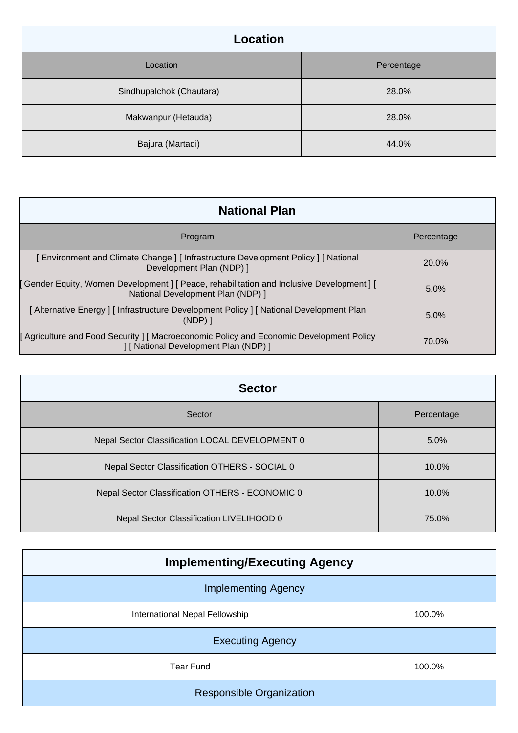## Location

| Location | Percentage |
|---|---|
| Sindhupalchok (Chautara) | 28.0% |
| Makwanpur (Hetauda) | 28.0% |
| Bajura (Martadi) | 44.0% |

## National Plan

| Program | Percentage |
|---|---|
| [ Environment and Climate Change ] [ Infrastructure Development Policy ] [ National Development Plan (NDP) ] | 20.0% |
| [ Gender Equity, Women Development ] [ Peace, rehabilitation and Inclusive Development ] [ National Development Plan (NDP) ] | 5.0% |
| [ Alternative Energy ] [ Infrastructure Development Policy ] [ National Development Plan (NDP) ] | 5.0% |
| [ Agriculture and Food Security ] [ Macroeconomic Policy and Economic Development Policy ] [ National Development Plan (NDP) ] | 70.0% |

## Sector

| Sector | Percentage |
|---|---|
| Nepal Sector Classification LOCAL DEVELOPMENT 0 | 5.0% |
| Nepal Sector Classification OTHERS - SOCIAL 0 | 10.0% |
| Nepal Sector Classification OTHERS - ECONOMIC 0 | 10.0% |
| Nepal Sector Classification LIVELIHOOD 0 | 75.0% |

## Implementing/Executing Agency

| Implementing Agency | |
|---|---|
| International Nepal Fellowship | 100.0% |
| **Executing Agency** | |
| Tear Fund | 100.0% |
| **Responsible Organization** | |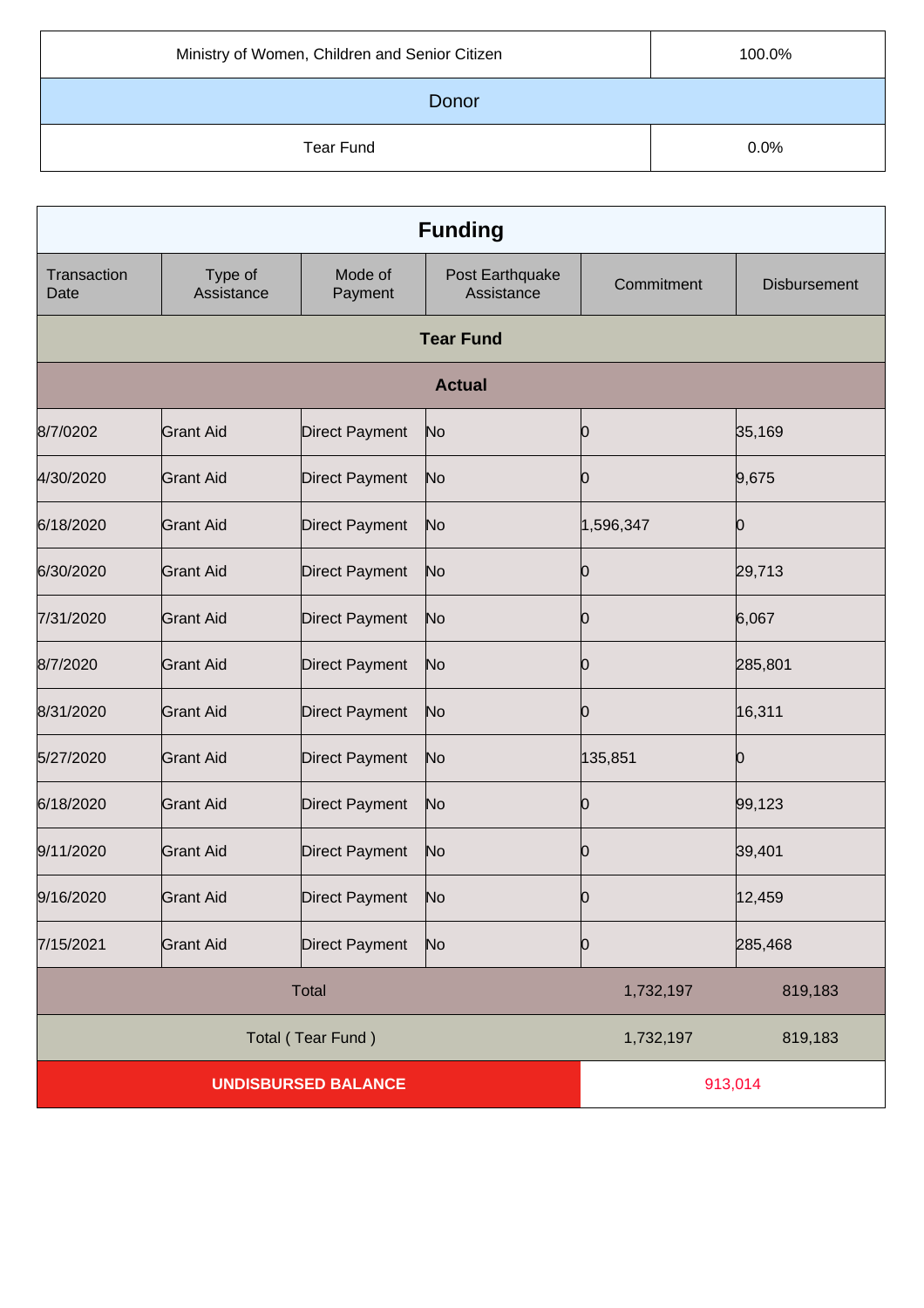| Ministry of Women, Children and Senior Citizen | 100.0% |
|---|---|
| **Donor** | |
| Tear Fund | 0.0% |

| Funding | | | | | |
|---|---|---|---|---|---|
| Transaction Date | Type of Assistance | Mode of Payment | Post Earthquake Assistance | Commitment | Disbursement |
| **Tear Fund** | | | | | |
| **Actual** | | | | | |
| 8/7/0202 | Grant Aid | Direct Payment | No | 0 | 35,169 |
| 4/30/2020 | Grant Aid | Direct Payment | No | 0 | 9,675 |
| 6/18/2020 | Grant Aid | Direct Payment | No | 1,596,347 | 0 |
| 6/30/2020 | Grant Aid | Direct Payment | No | 0 | 29,713 |
| 7/31/2020 | Grant Aid | Direct Payment | No | 0 | 6,067 |
| 8/7/2020 | Grant Aid | Direct Payment | No | 0 | 285,801 |
| 8/31/2020 | Grant Aid | Direct Payment | No | 0 | 16,311 |
| 5/27/2020 | Grant Aid | Direct Payment | No | 135,851 | 0 |
| 6/18/2020 | Grant Aid | Direct Payment | No | 0 | 99,123 |
| 9/11/2020 | Grant Aid | Direct Payment | No | 0 | 39,401 |
| 9/16/2020 | Grant Aid | Direct Payment | No | 0 | 12,459 |
| 7/15/2021 | Grant Aid | Direct Payment | No | 0 | 285,468 |
| Total | | | | 1,732,197 | 819,183 |
| Total ( Tear Fund ) | | | | 1,732,197 | 819,183 |
| **UNDISBURSED BALANCE** | | | | 913,014 | |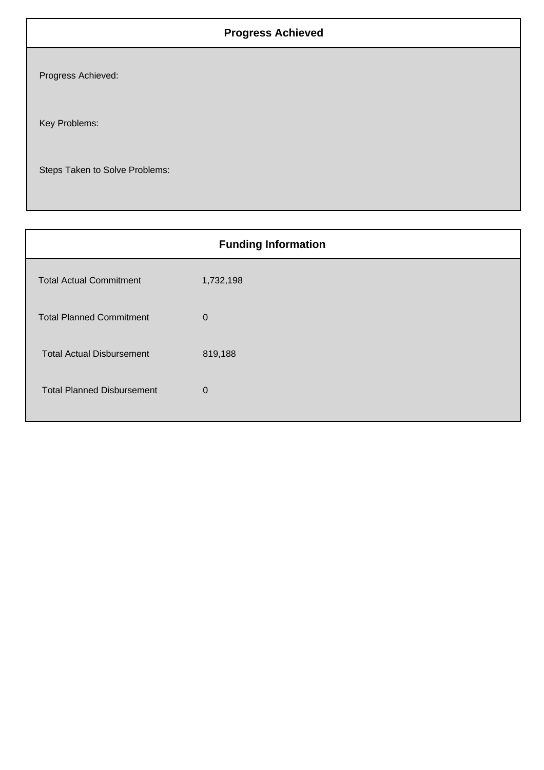## Progress Achieved

Progress Achieved:

Key Problems:

Steps Taken to Solve Problems:

## Funding Information

| | |
|---|---|
| Total Actual Commitment | 1,732,198 |
| Total Planned Commitment | 0 |
| Total Actual Disbursement | 819,188 |
| Total Planned Disbursement | 0 |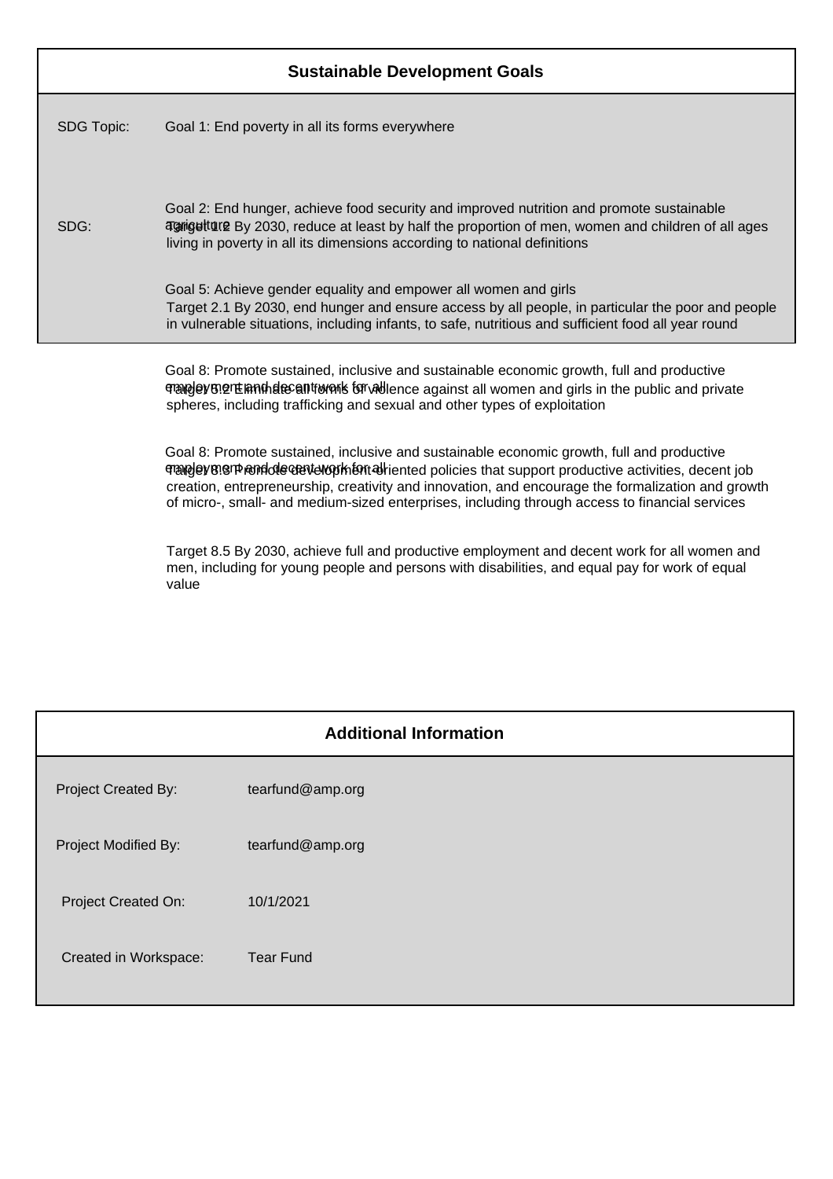## Sustainable Development Goals

| | |
|---|---|
| SDG Topic: | Goal 1: End poverty in all its forms everywhere |
| | Goal 2: End hunger, achieve food security and improved nutrition and promote sustainable agriculture |
| | Goal 5: Achieve gender equality and empower all women and girls |
| | Goal 8: Promote sustained, inclusive and sustainable economic growth, full and productive employment and decent work for all |
| | Goal 8: Promote sustained, inclusive and sustainable economic growth, full and productive employment and decent work for all |
| SDG: | Target 1.2 By 2030, reduce at least by half the proportion of men, women and children of all ages living in poverty in all its dimensions according to national definitions |
| | Target 2.1 By 2030, end hunger and ensure access by all people, in particular the poor and people in vulnerable situations, including infants, to safe, nutritious and sufficient food all year round |
| | Target 5.2 Eliminate all forms of violence against all women and girls in the public and private spheres, including trafficking and sexual and other types of exploitation |
| | Target 8.3 Promote development-oriented policies that support productive activities, decent job creation, entrepreneurship, creativity and innovation, and encourage the formalization and growth of micro-, small- and medium-sized enterprises, including through access to financial services |
| | Target 8.5 By 2030, achieve full and productive employment and decent work for all women and men, including for young people and persons with disabilities, and equal pay for work of equal value |

## Additional Information

| | |
|---|---|
| Project Created By: | tearfund@amp.org |
| Project Modified By: | tearfund@amp.org |
| Project Created On: | 10/1/2021 |
| Created in Workspace: | Tear Fund |